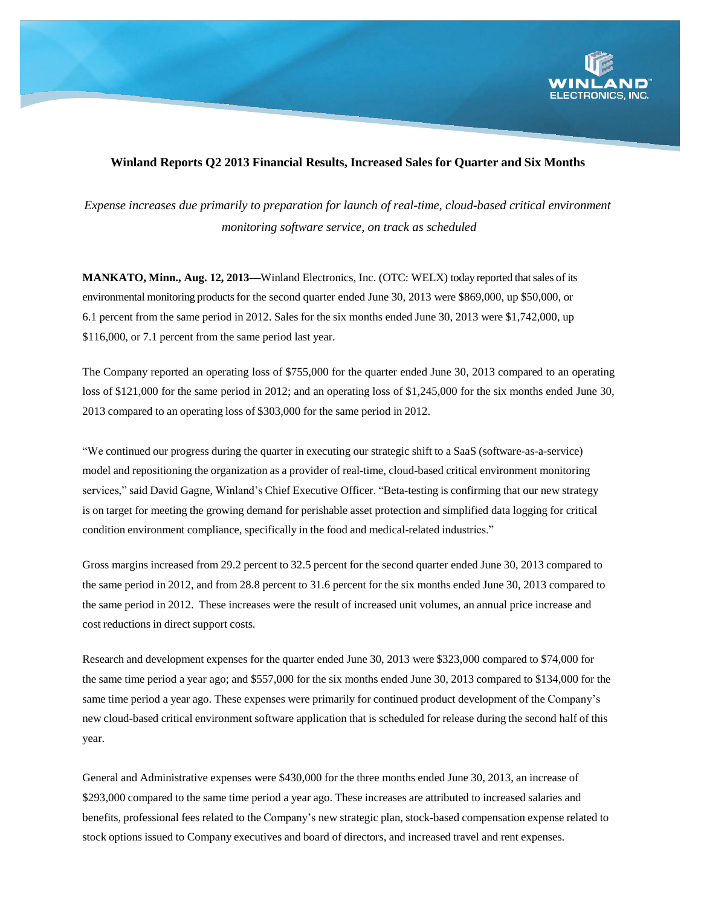## Winland Reports Q2 2013 Financial Results, Increased Sales for Quarter and Six Months

*Expense increases due primarily to preparation for launch of real-time, cloud-based critical environment monitoring software service, on track as scheduled*

**MANKATO, Minn., Aug. 12, 2013**—Winland Electronics, Inc. (OTC: WELX) today reported that sales of its environmental monitoring products for the second quarter ended June 30, 2013 were $869,000, up $50,000, or 6.1 percent from the same period in 2012. Sales for the six months ended June 30, 2013 were $1,742,000, up $116,000, or 7.1 percent from the same period last year.

The Company reported an operating loss of $755,000 for the quarter ended June 30, 2013 compared to an operating loss of $121,000 for the same period in 2012; and an operating loss of $1,245,000 for the six months ended June 30, 2013 compared to an operating loss of $303,000 for the same period in 2012.

"We continued our progress during the quarter in executing our strategic shift to a SaaS (software-as-a-service) model and repositioning the organization as a provider of real-time, cloud-based critical environment monitoring services," said David Gagne, Winland's Chief Executive Officer. "Beta-testing is confirming that our new strategy is on target for meeting the growing demand for perishable asset protection and simplified data logging for critical condition environment compliance, specifically in the food and medical-related industries."

Gross margins increased from 29.2 percent to 32.5 percent for the second quarter ended June 30, 2013 compared to the same period in 2012, and from 28.8 percent to 31.6 percent for the six months ended June 30, 2013 compared to the same period in 2012. These increases were the result of increased unit volumes, an annual price increase and cost reductions in direct support costs.

Research and development expenses for the quarter ended June 30, 2013 were $323,000 compared to $74,000 for the same time period a year ago; and $557,000 for the six months ended June 30, 2013 compared to $134,000 for the same time period a year ago. These expenses were primarily for continued product development of the Company's new cloud-based critical environment software application that is scheduled for release during the second half of this year.

General and Administrative expenses were $430,000 for the three months ended June 30, 2013, an increase of $293,000 compared to the same time period a year ago. These increases are attributed to increased salaries and benefits, professional fees related to the Company's new strategic plan, stock-based compensation expense related to stock options issued to Company executives and board of directors, and increased travel and rent expenses.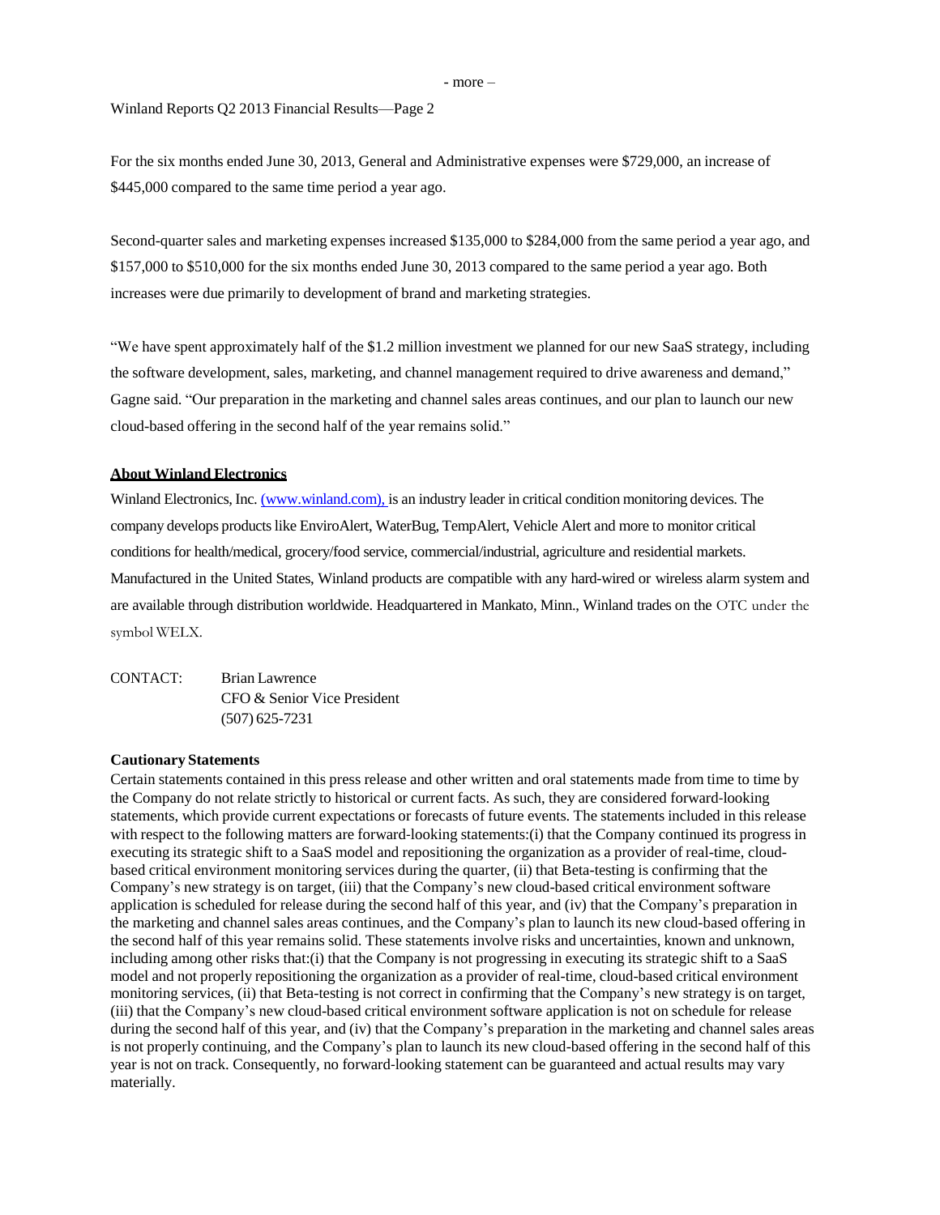For the six months ended June 30, 2013, General and Administrative expenses were $729,000, an increase of $445,000 compared to the same time period a year ago.

Second-quarter sales and marketing expenses increased $135,000 to $284,000 from the same period a year ago, and $157,000 to $510,000 for the six months ended June 30, 2013 compared to the same period a year ago. Both increases were due primarily to development of brand and marketing strategies.

"We have spent approximately half of the $1.2 million investment we planned for our new SaaS strategy, including the software development, sales, marketing, and channel management required to drive awareness and demand," Gagne said. "Our preparation in the marketing and channel sales areas continues, and our plan to launch our new cloud-based offering in the second half of the year remains solid."

## About Winland Electronics

Winland Electronics, Inc. (www.winland.com), is an industry leader in critical condition monitoring devices. The company develops products like EnviroAlert, WaterBug, TempAlert, Vehicle Alert and more to monitor critical conditions for health/medical, grocery/food service, commercial/industrial, agriculture and residential markets. Manufactured in the United States, Winland products are compatible with any hard-wired or wireless alarm system and are available through distribution worldwide. Headquartered in Mankato, Minn., Winland trades on the OTC under the symbol WELX.

CONTACT: Brian Lawrence
CFO & Senior Vice President
(507) 625-7231

**Cautionary Statements**

Certain statements contained in this press release and other written and oral statements made from time to time by the Company do not relate strictly to historical or current facts. As such, they are considered forward-looking statements, which provide current expectations or forecasts of future events. The statements included in this release with respect to the following matters are forward-looking statements:(i) that the Company continued its progress in executing its strategic shift to a SaaS model and repositioning the organization as a provider of real-time, cloud-based critical environment monitoring services during the quarter, (ii) that Beta-testing is confirming that the Company's new strategy is on target, (iii) that the Company's new cloud-based critical environment software application is scheduled for release during the second half of this year, and (iv) that the Company's preparation in the marketing and channel sales areas continues, and the Company's plan to launch its new cloud-based offering in the second half of this year remains solid. These statements involve risks and uncertainties, known and unknown, including among other risks that:(i) that the Company is not progressing in executing its strategic shift to a SaaS model and not properly repositioning the organization as a provider of real-time, cloud-based critical environment monitoring services, (ii) that Beta-testing is not correct in confirming that the Company's new strategy is on target, (iii) that the Company's new cloud-based critical environment software application is not on schedule for release during the second half of this year, and (iv) that the Company's preparation in the marketing and channel sales areas is not properly continuing, and the Company's plan to launch its new cloud-based offering in the second half of this year is not on track. Consequently, no forward-looking statement can be guaranteed and actual results may vary materially.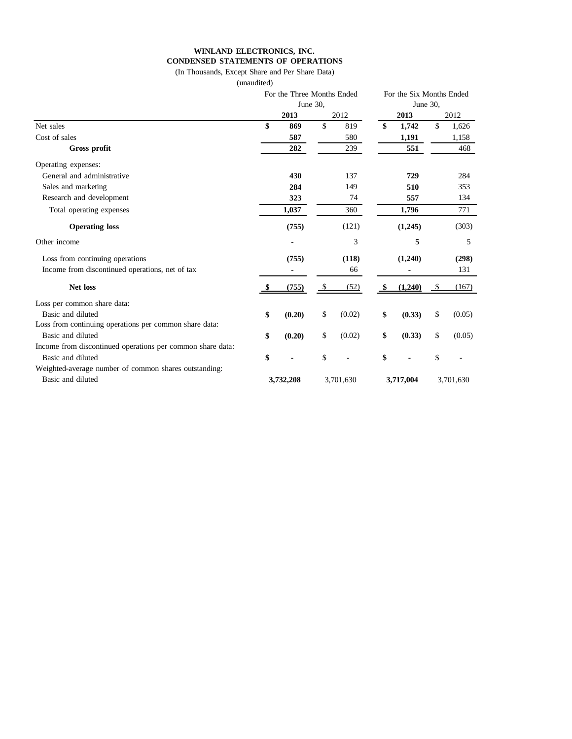**WINLAND ELECTRONICS, INC.**
**CONDENSED STATEMENTS OF OPERATIONS**

(In Thousands, Except Share and Per Share Data)

(unaudited)

| | For the Three Months Ended June 30, | | For the Six Months Ended June 30, | |
|---|---|---|---|---|
| | **2013** | 2012 | **2013** | 2012 |
| Net sales | **$ 869** | $ 819 | **$ 1,742** | $ 1,626 |
| Cost of sales | **587** | 580 | **1,191** | 1,158 |
| **Gross profit** | **282** | 239 | **551** | 468 |
| Operating expenses: | | | | |
| General and administrative | **430** | 137 | **729** | 284 |
| Sales and marketing | **284** | 149 | **510** | 353 |
| Research and development | **323** | 74 | **557** | 134 |
| Total operating expenses | **1,037** | 360 | **1,796** | 771 |
| **Operating loss** | **(755)** | (121) | **(1,245)** | (303) |
| Other income | **-** | 3 | **5** | 5 |
| Loss from continuing operations | **(755)** | **(118)** | **(1,240)** | **(298)** |
| Income from discontinued operations, net of tax | **-** | 66 | **-** | 131 |
| **Net loss** | **$ (755)** | $ (52) | **$ (1,240)** | $ (167) |
| Loss per common share data: | | | | |
| Basic and diluted | **$ (0.20)** | $ (0.02) | **$ (0.33)** | $ (0.05) |
| Loss from continuing operations per common share data: | | | | |
| Basic and diluted | **$ (0.20)** | $ (0.02) | **$ (0.33)** | $ (0.05) |
| Income from discontinued operations per common share data: | | | | |
| Basic and diluted | **$ -** | $ - | **$ -** | $ - |
| Weighted-average number of common shares outstanding: | | | | |
| Basic and diluted | **3,732,208** | 3,701,630 | **3,717,004** | 3,701,630 |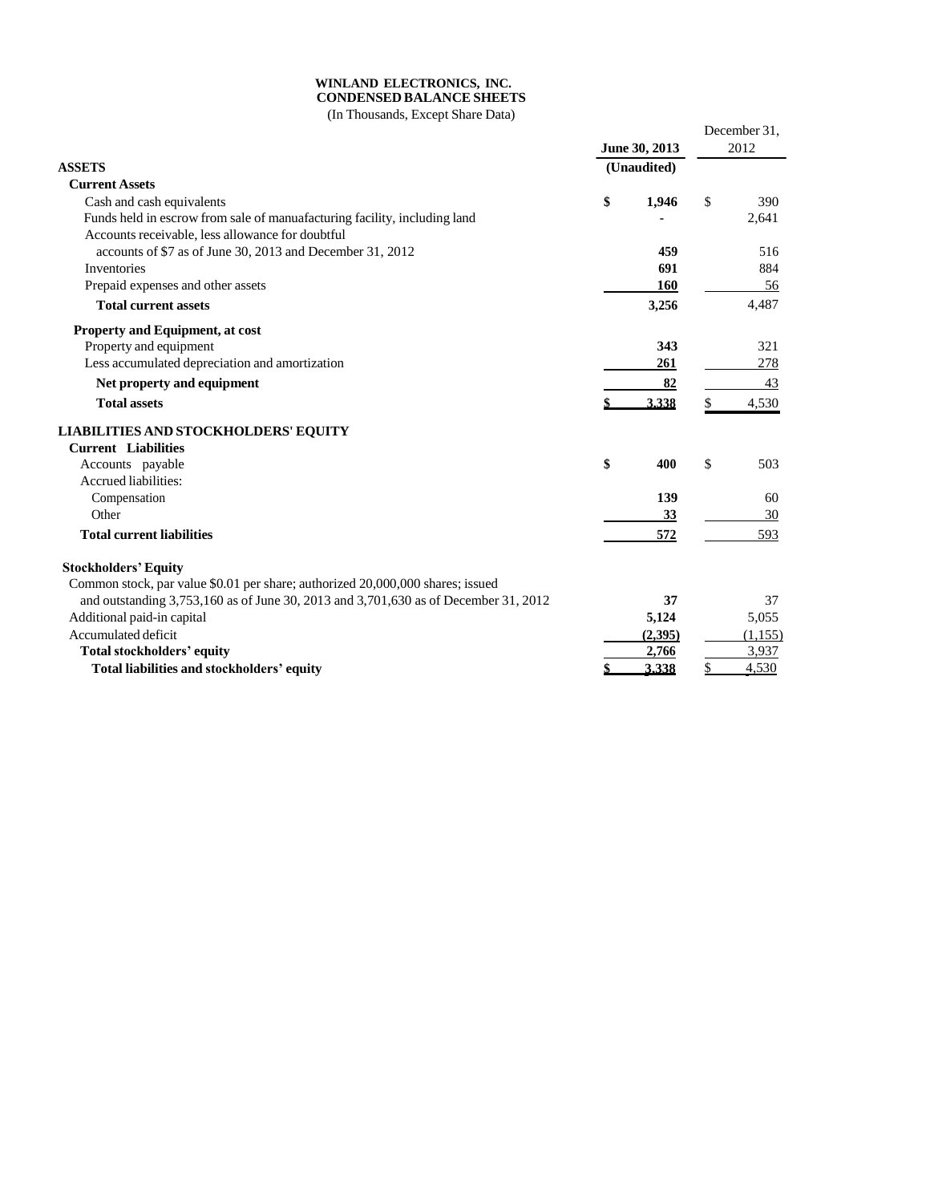**WINLAND ELECTRONICS, INC.**
**CONDENSED BALANCE SHEETS**
(In Thousands, Except Share Data)

| | June 30, 2013 (Unaudited) | December 31, 2012 |
|---|---|---|
| **ASSETS** | | |
| **Current Assets** | | |
| Cash and cash equivalents | $ 1,946 | $ 390 |
| Funds held in escrow from sale of manuafacturing facility, including land | - | 2,641 |
| Accounts receivable, less allowance for doubtful accounts of $7 as of June 30, 2013 and December 31, 2012 | 459 | 516 |
| Inventories | 691 | 884 |
| Prepaid expenses and other assets | 160 | 56 |
| **Total current assets** | 3,256 | 4,487 |
| **Property and Equipment, at cost** | | |
| Property and equipment | 343 | 321 |
| Less accumulated depreciation and amortization | 261 | 278 |
| **Net property and equipment** | 82 | 43 |
| **Total assets** | $ 3,338 | $ 4,530 |
| **LIABILITIES AND STOCKHOLDERS' EQUITY** | | |
| **Current Liabilities** | | |
| Accounts payable | $ 400 | $ 503 |
| Accrued liabilities: | | |
| Compensation | 139 | 60 |
| Other | 33 | 30 |
| **Total current liabilities** | 572 | 593 |
| **Stockholders' Equity** | | |
| Common stock, par value $0.01 per share; authorized 20,000,000 shares; issued and outstanding 3,753,160 as of June 30, 2013 and 3,701,630 as of December 31, 2012 | 37 | 37 |
| Additional paid-in capital | 5,124 | 5,055 |
| Accumulated deficit | (2,395) | (1,155) |
| **Total stockholders' equity** | 2,766 | 3,937 |
| **Total liabilities and stockholders' equity** | $ 3,338 | $ 4,530 |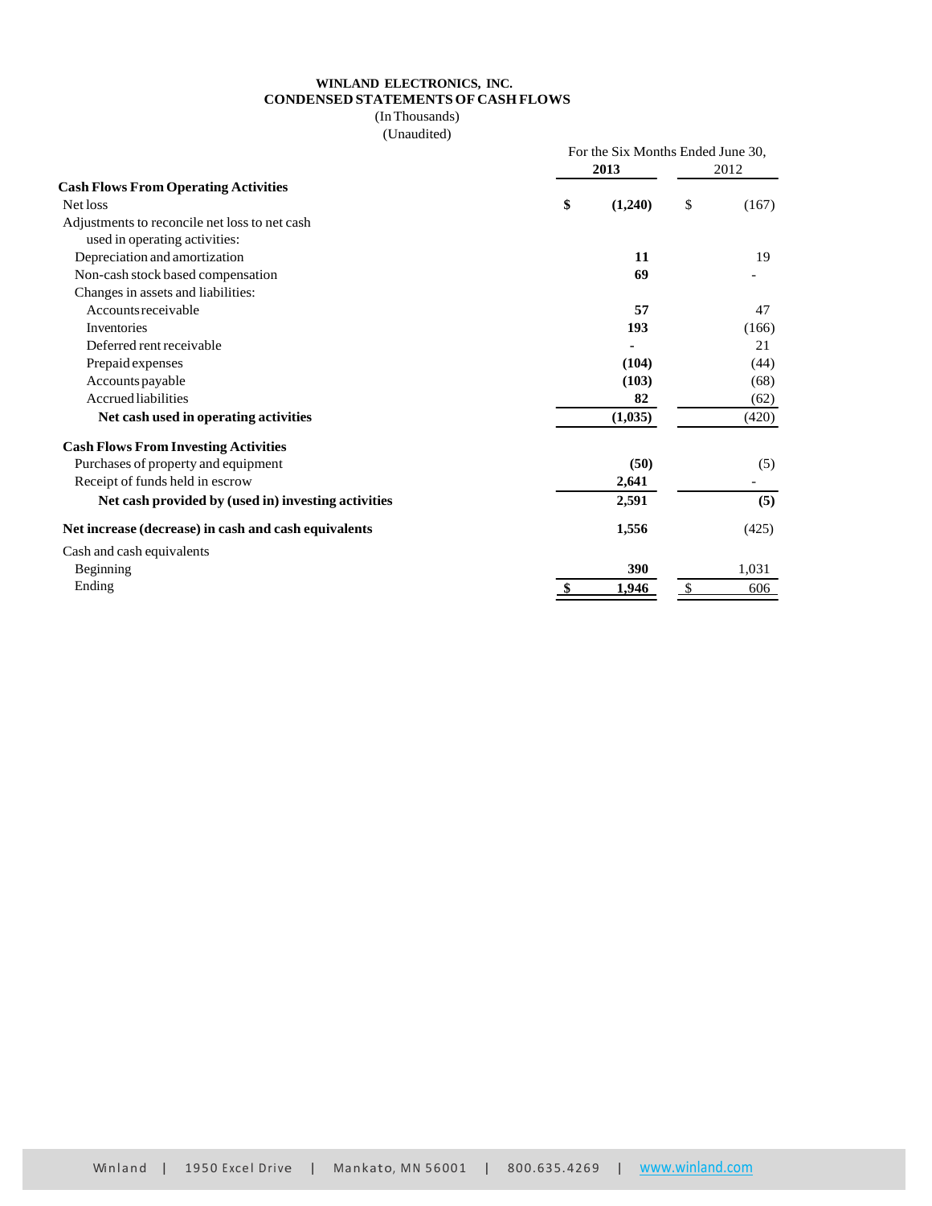**WINLAND ELECTRONICS, INC.**
**CONDENSED STATEMENTS OF CASH FLOWS**
(In Thousands)
(Unaudited)

| | For the Six Months Ended June 30, 2013 | 2012 |
|---|---|---|
| **Cash Flows From Operating Activities** | | |
| Net loss | **$ (1,240)** | $ (167) |
| Adjustments to reconcile net loss to net cash used in operating activities: | | |
| Depreciation and amortization | **11** | 19 |
| Non-cash stock based compensation | **69** | - |
| Changes in assets and liabilities: | | |
| Accounts receivable | **57** | 47 |
| Inventories | **193** | (166) |
| Deferred rent receivable | **-** | 21 |
| Prepaid expenses | **(104)** | (44) |
| Accounts payable | **(103)** | (68) |
| Accrued liabilities | **82** | (62) |
| **Net cash used in operating activities** | **(1,035)** | (420) |
| **Cash Flows From Investing Activities** | | |
| Purchases of property and equipment | **(50)** | (5) |
| Receipt of funds held in escrow | **2,641** | - |
| **Net cash provided by (used in) investing activities** | **2,591** | **(5)** |
| **Net increase (decrease) in cash and cash equivalents** | **1,556** | (425) |
| Cash and cash equivalents | | |
| Beginning | **390** | 1,031 |
| Ending | **$ 1,946** | $ 606 |